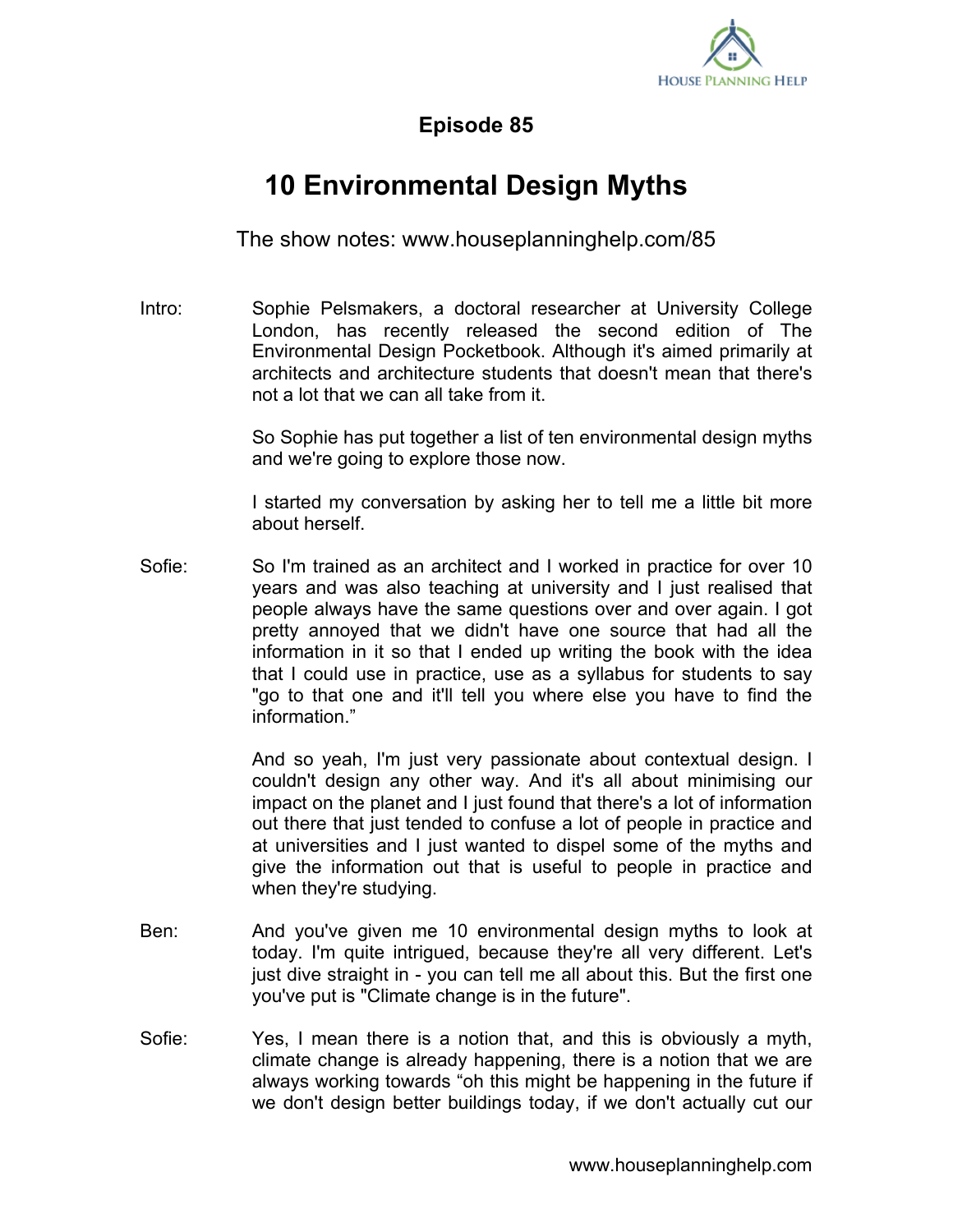## Episode 85

# 10 Environmental Design Myths

The show notes: www.houseplanninghelp.com/85

**Intro:** Sophie Pelsmakers, a doctoral researcher at University College London, has recently released the second edition of The Environmental Design Pocketbook. Although it's aimed primarily at architects and architecture students that doesn't mean that there's not a lot that we can all take from it.

So Sophie has put together a list of ten environmental design myths and we're going to explore those now.

I started my conversation by asking her to tell me a little bit more about herself.

**Sofie:** So I'm trained as an architect and I worked in practice for over 10 years and was also teaching at university and I just realised that people always have the same questions over and over again. I got pretty annoyed that we didn't have one source that had all the information in it so that I ended up writing the book with the idea that I could use in practice, use as a syllabus for students to say "go to that one and it'll tell you where else you have to find the information."

And so yeah, I'm just very passionate about contextual design. I couldn't design any other way. And it's all about minimising our impact on the planet and I just found that there's a lot of information out there that just tended to confuse a lot of people in practice and at universities and I just wanted to dispel some of the myths and give the information out that is useful to people in practice and when they're studying.

**Ben:** And you've given me 10 environmental design myths to look at today. I'm quite intrigued, because they're all very different. Let's just dive straight in - you can tell me all about this. But the first one you've put is "Climate change is in the future".

**Sofie:** Yes, I mean there is a notion that, and this is obviously a myth, climate change is already happening, there is a notion that we are always working towards "oh this might be happening in the future if we don't design better buildings today, if we don't actually cut our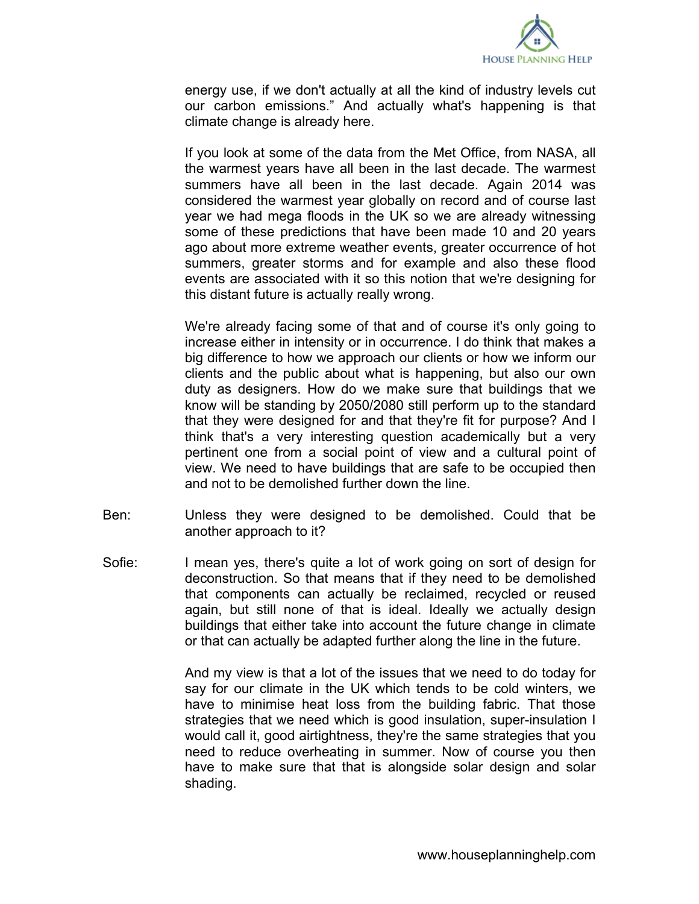energy use, if we don't actually at all the kind of industry levels cut our carbon emissions." And actually what's happening is that climate change is already here.

If you look at some of the data from the Met Office, from NASA, all the warmest years have all been in the last decade. The warmest summers have all been in the last decade. Again 2014 was considered the warmest year globally on record and of course last year we had mega floods in the UK so we are already witnessing some of these predictions that have been made 10 and 20 years ago about more extreme weather events, greater occurrence of hot summers, greater storms and for example and also these flood events are associated with it so this notion that we're designing for this distant future is actually really wrong.

We're already facing some of that and of course it's only going to increase either in intensity or in occurrence. I do think that makes a big difference to how we approach our clients or how we inform our clients and the public about what is happening, but also our own duty as designers. How do we make sure that buildings that we know will be standing by 2050/2080 still perform up to the standard that they were designed for and that they're fit for purpose? And I think that's a very interesting question academically but a very pertinent one from a social point of view and a cultural point of view. We need to have buildings that are safe to be occupied then and not to be demolished further down the line.

**Ben:** Unless they were designed to be demolished. Could that be another approach to it?

**Sofie:** I mean yes, there's quite a lot of work going on sort of design for deconstruction. So that means that if they need to be demolished that components can actually be reclaimed, recycled or reused again, but still none of that is ideal. Ideally we actually design buildings that either take into account the future change in climate or that can actually be adapted further along the line in the future.

And my view is that a lot of the issues that we need to do today for say for our climate in the UK which tends to be cold winters, we have to minimise heat loss from the building fabric. That those strategies that we need which is good insulation, super-insulation I would call it, good airtightness, they're the same strategies that you need to reduce overheating in summer. Now of course you then have to make sure that that is alongside solar design and solar shading.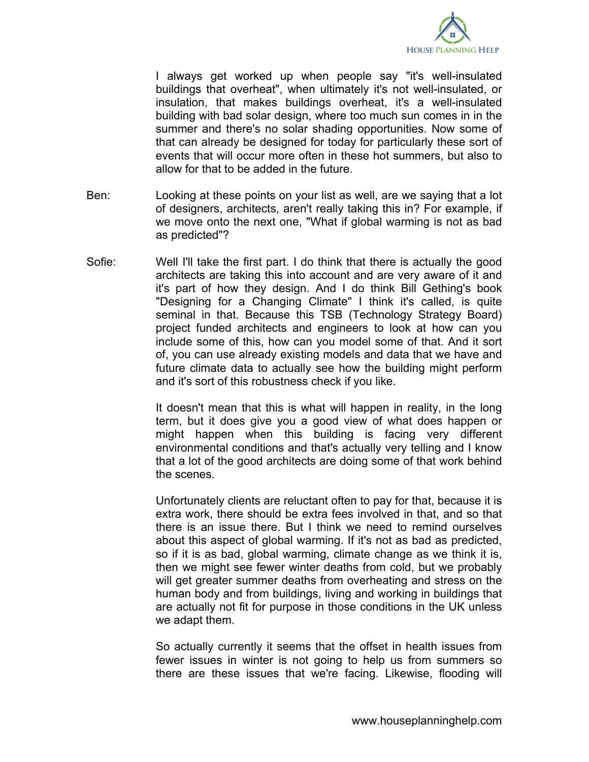I always get worked up when people say "it's well-insulated buildings that overheat", when ultimately it's not well-insulated, or insulation, that makes buildings overheat, it's a well-insulated building with bad solar design, where too much sun comes in in the summer and there's no solar shading opportunities. Now some of that can already be designed for today for particularly these sort of events that will occur more often in these hot summers, but also to allow for that to be added in the future.

Ben: Looking at these points on your list as well, are we saying that a lot of designers, architects, aren't really taking this in? For example, if we move onto the next one, "What if global warming is not as bad as predicted"?

Sofie: Well I'll take the first part. I do think that there is actually the good architects are taking this into account and are very aware of it and it's part of how they design. And I do think Bill Gething's book "Designing for a Changing Climate" I think it's called, is quite seminal in that. Because this TSB (Technology Strategy Board) project funded architects and engineers to look at how can you include some of this, how can you model some of that. And it sort of, you can use already existing models and data that we have and future climate data to actually see how the building might perform and it's sort of this robustness check if you like.

It doesn't mean that this is what will happen in reality, in the long term, but it does give you a good view of what does happen or might happen when this building is facing very different environmental conditions and that's actually very telling and I know that a lot of the good architects are doing some of that work behind the scenes.

Unfortunately clients are reluctant often to pay for that, because it is extra work, there should be extra fees involved in that, and so that there is an issue there. But I think we need to remind ourselves about this aspect of global warming. If it's not as bad as predicted, so if it is as bad, global warming, climate change as we think it is, then we might see fewer winter deaths from cold, but we probably will get greater summer deaths from overheating and stress on the human body and from buildings, living and working in buildings that are actually not fit for purpose in those conditions in the UK unless we adapt them.

So actually currently it seems that the offset in health issues from fewer issues in winter is not going to help us from summers so there are these issues that we're facing. Likewise, flooding will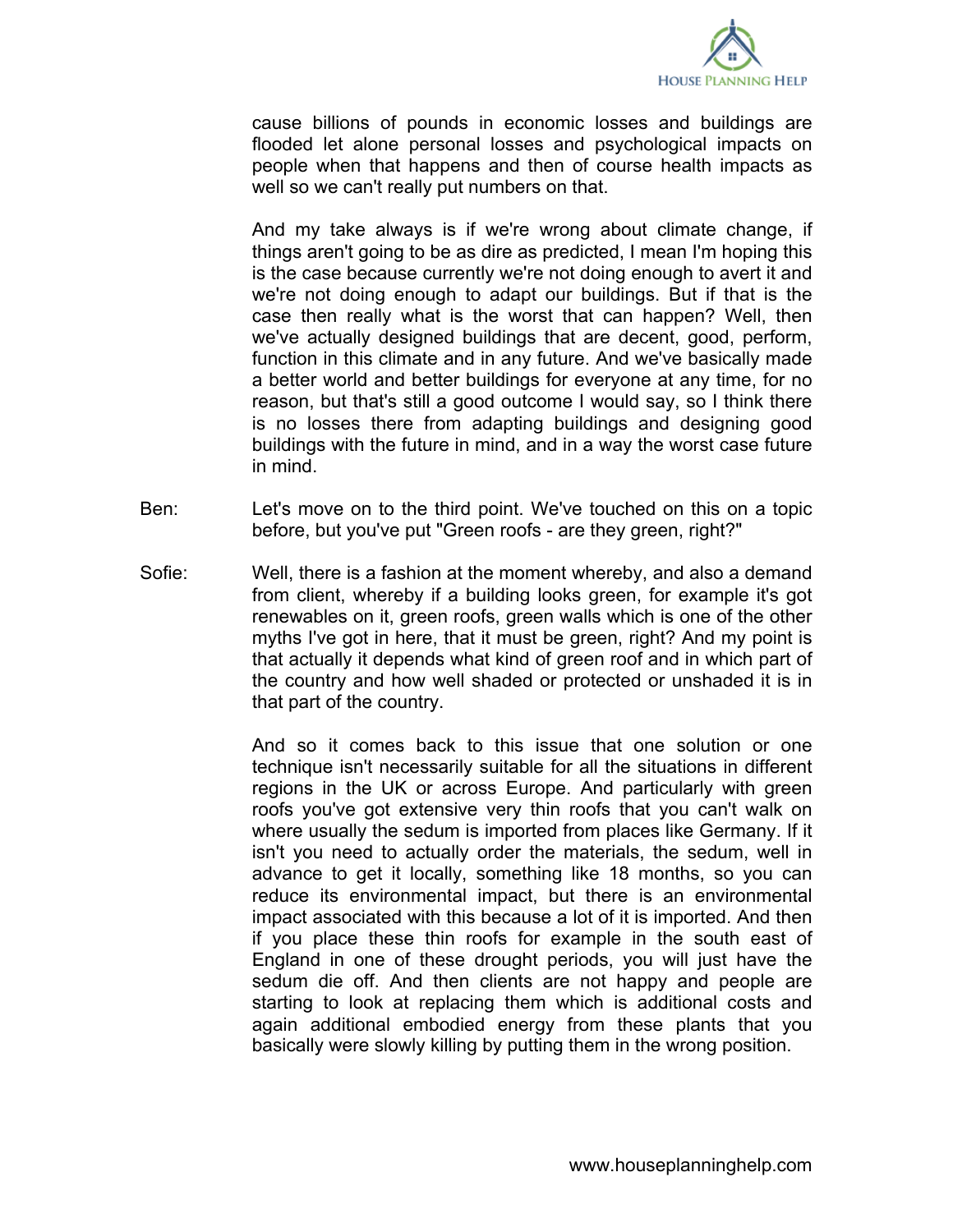cause billions of pounds in economic losses and buildings are flooded let alone personal losses and psychological impacts on people when that happens and then of course health impacts as well so we can't really put numbers on that.

And my take always is if we're wrong about climate change, if things aren't going to be as dire as predicted, I mean I'm hoping this is the case because currently we're not doing enough to avert it and we're not doing enough to adapt our buildings. But if that is the case then really what is the worst that can happen? Well, then we've actually designed buildings that are decent, good, perform, function in this climate and in any future. And we've basically made a better world and better buildings for everyone at any time, for no reason, but that's still a good outcome I would say, so I think there is no losses there from adapting buildings and designing good buildings with the future in mind, and in a way the worst case future in mind.

Ben: Let's move on to the third point. We've touched on this on a topic before, but you've put "Green roofs - are they green, right?"

Sofie: Well, there is a fashion at the moment whereby, and also a demand from client, whereby if a building looks green, for example it's got renewables on it, green roofs, green walls which is one of the other myths I've got in here, that it must be green, right? And my point is that actually it depends what kind of green roof and in which part of the country and how well shaded or protected or unshaded it is in that part of the country.

And so it comes back to this issue that one solution or one technique isn't necessarily suitable for all the situations in different regions in the UK or across Europe. And particularly with green roofs you've got extensive very thin roofs that you can't walk on where usually the sedum is imported from places like Germany. If it isn't you need to actually order the materials, the sedum, well in advance to get it locally, something like 18 months, so you can reduce its environmental impact, but there is an environmental impact associated with this because a lot of it is imported. And then if you place these thin roofs for example in the south east of England in one of these drought periods, you will just have the sedum die off. And then clients are not happy and people are starting to look at replacing them which is additional costs and again additional embodied energy from these plants that you basically were slowly killing by putting them in the wrong position.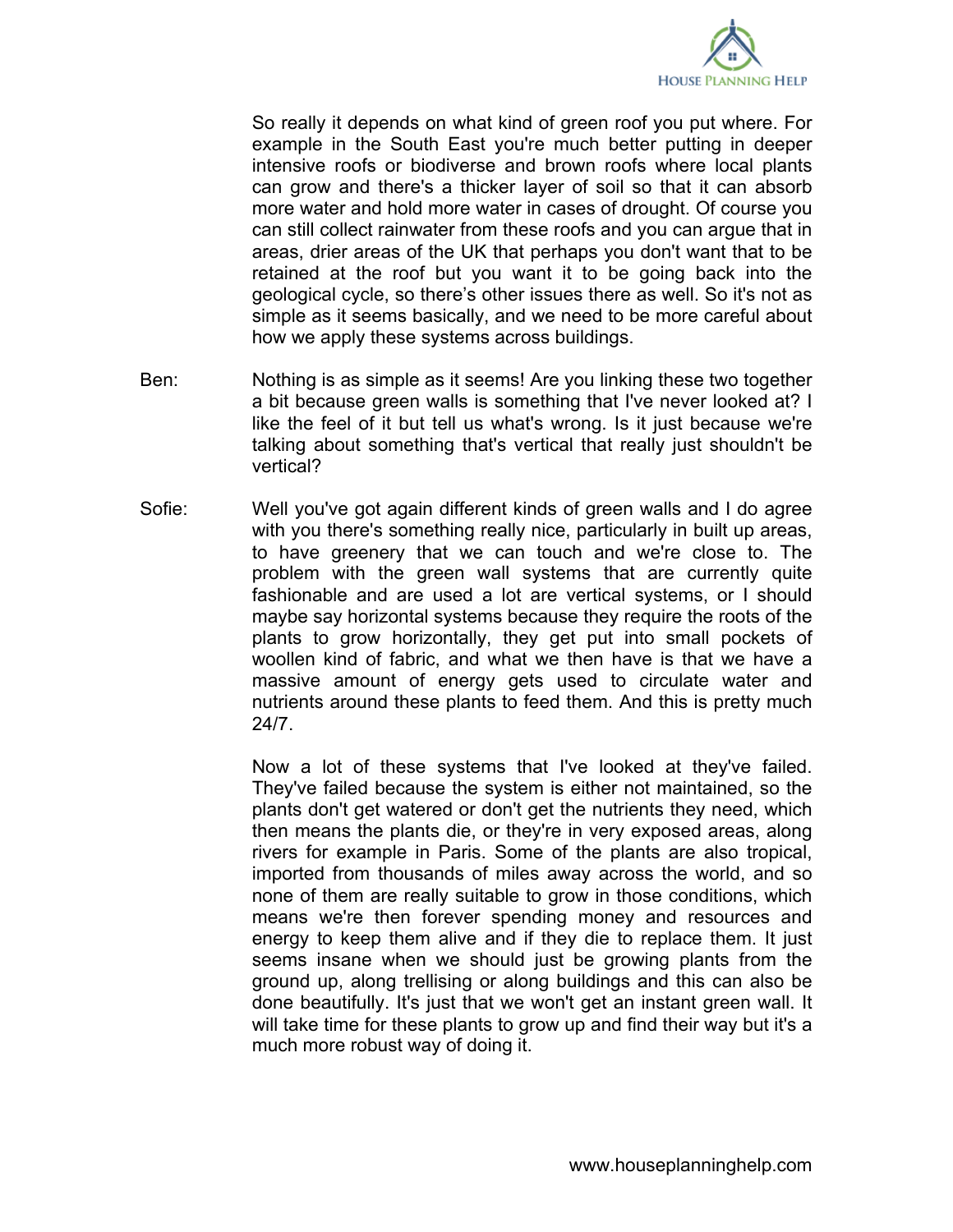So really it depends on what kind of green roof you put where. For example in the South East you're much better putting in deeper intensive roofs or biodiverse and brown roofs where local plants can grow and there's a thicker layer of soil so that it can absorb more water and hold more water in cases of drought. Of course you can still collect rainwater from these roofs and you can argue that in areas, drier areas of the UK that perhaps you don't want that to be retained at the roof but you want it to be going back into the geological cycle, so there's other issues there as well. So it's not as simple as it seems basically, and we need to be more careful about how we apply these systems across buildings.

Ben: Nothing is as simple as it seems! Are you linking these two together a bit because green walls is something that I've never looked at? I like the feel of it but tell us what's wrong. Is it just because we're talking about something that's vertical that really just shouldn't be vertical?

Sofie: Well you've got again different kinds of green walls and I do agree with you there's something really nice, particularly in built up areas, to have greenery that we can touch and we're close to. The problem with the green wall systems that are currently quite fashionable and are used a lot are vertical systems, or I should maybe say horizontal systems because they require the roots of the plants to grow horizontally, they get put into small pockets of woollen kind of fabric, and what we then have is that we have a massive amount of energy gets used to circulate water and nutrients around these plants to feed them. And this is pretty much 24/7.

Now a lot of these systems that I've looked at they've failed. They've failed because the system is either not maintained, so the plants don't get watered or don't get the nutrients they need, which then means the plants die, or they're in very exposed areas, along rivers for example in Paris. Some of the plants are also tropical, imported from thousands of miles away across the world, and so none of them are really suitable to grow in those conditions, which means we're then forever spending money and resources and energy to keep them alive and if they die to replace them. It just seems insane when we should just be growing plants from the ground up, along trellising or along buildings and this can also be done beautifully. It's just that we won't get an instant green wall. It will take time for these plants to grow up and find their way but it's a much more robust way of doing it.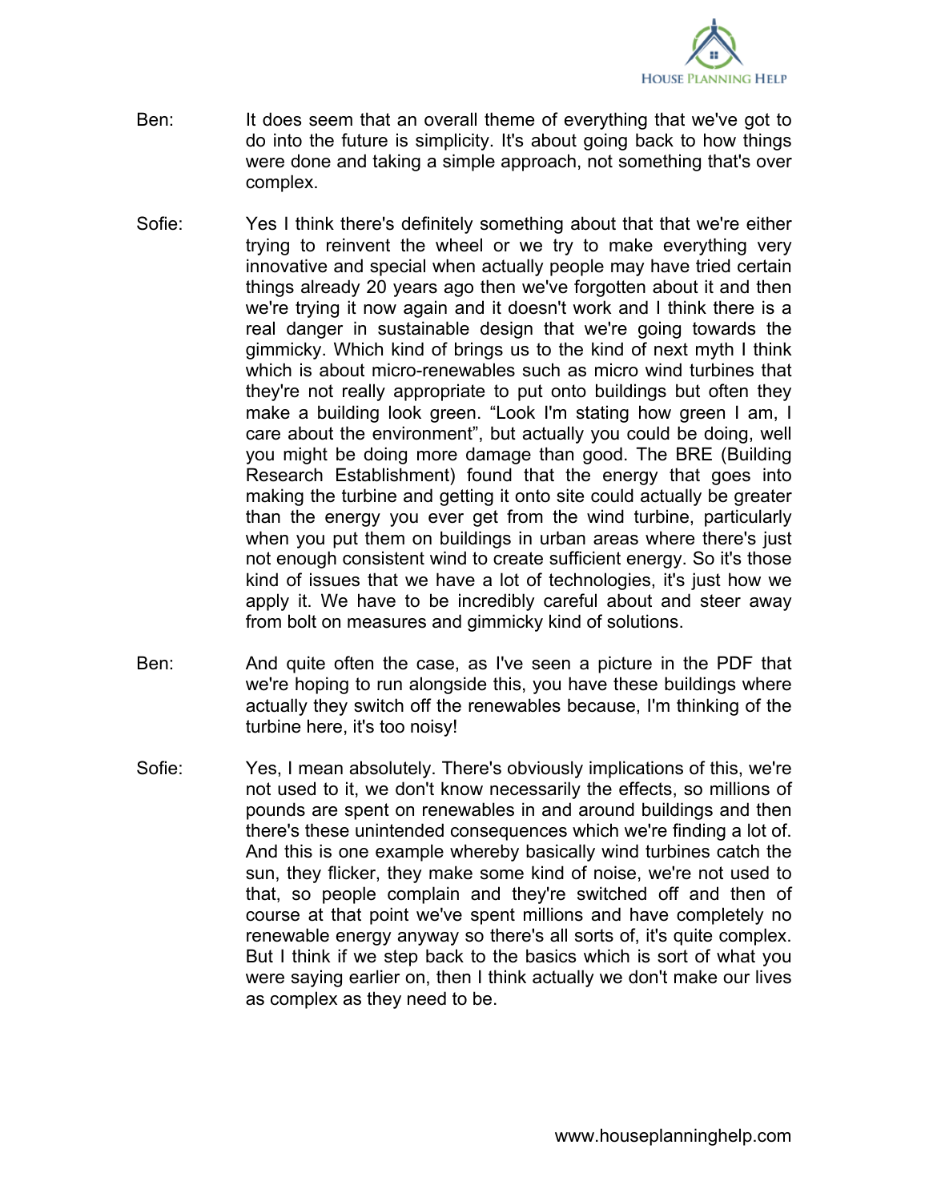Ben: It does seem that an overall theme of everything that we've got to do into the future is simplicity. It's about going back to how things were done and taking a simple approach, not something that's over complex.

Sofie: Yes I think there's definitely something about that that we're either trying to reinvent the wheel or we try to make everything very innovative and special when actually people may have tried certain things already 20 years ago then we've forgotten about it and then we're trying it now again and it doesn't work and I think there is a real danger in sustainable design that we're going towards the gimmicky. Which kind of brings us to the kind of next myth I think which is about micro-renewables such as micro wind turbines that they're not really appropriate to put onto buildings but often they make a building look green. "Look I'm stating how green I am, I care about the environment", but actually you could be doing, well you might be doing more damage than good. The BRE (Building Research Establishment) found that the energy that goes into making the turbine and getting it onto site could actually be greater than the energy you ever get from the wind turbine, particularly when you put them on buildings in urban areas where there's just not enough consistent wind to create sufficient energy. So it's those kind of issues that we have a lot of technologies, it's just how we apply it. We have to be incredibly careful about and steer away from bolt on measures and gimmicky kind of solutions.

Ben: And quite often the case, as I've seen a picture in the PDF that we're hoping to run alongside this, you have these buildings where actually they switch off the renewables because, I'm thinking of the turbine here, it's too noisy!

Sofie: Yes, I mean absolutely. There's obviously implications of this, we're not used to it, we don't know necessarily the effects, so millions of pounds are spent on renewables in and around buildings and then there's these unintended consequences which we're finding a lot of. And this is one example whereby basically wind turbines catch the sun, they flicker, they make some kind of noise, we're not used to that, so people complain and they're switched off and then of course at that point we've spent millions and have completely no renewable energy anyway so there's all sorts of, it's quite complex. But I think if we step back to the basics which is sort of what you were saying earlier on, then I think actually we don't make our lives as complex as they need to be.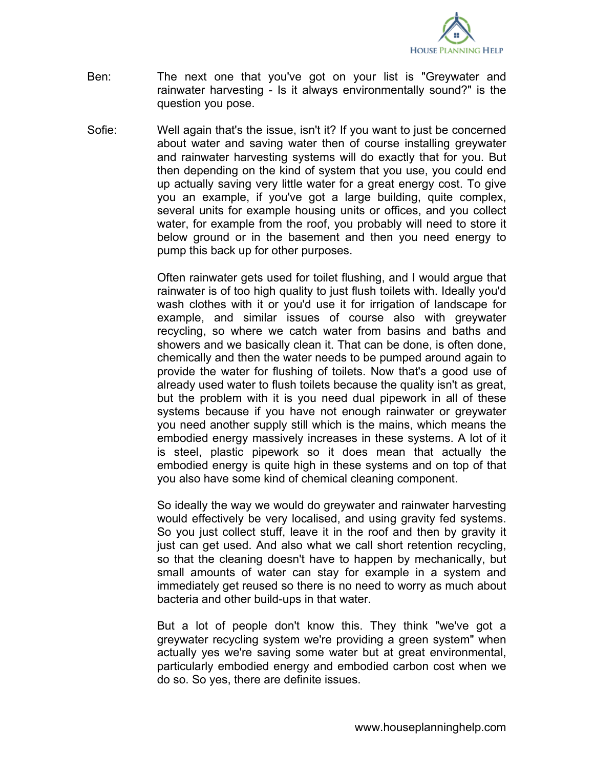Ben: The next one that you've got on your list is "Greywater and rainwater harvesting - Is it always environmentally sound?" is the question you pose.

Sofie: Well again that's the issue, isn't it? If you want to just be concerned about water and saving water then of course installing greywater and rainwater harvesting systems will do exactly that for you. But then depending on the kind of system that you use, you could end up actually saving very little water for a great energy cost. To give you an example, if you've got a large building, quite complex, several units for example housing units or offices, and you collect water, for example from the roof, you probably will need to store it below ground or in the basement and then you need energy to pump this back up for other purposes.

Often rainwater gets used for toilet flushing, and I would argue that rainwater is of too high quality to just flush toilets with. Ideally you'd wash clothes with it or you'd use it for irrigation of landscape for example, and similar issues of course also with greywater recycling, so where we catch water from basins and baths and showers and we basically clean it. That can be done, is often done, chemically and then the water needs to be pumped around again to provide the water for flushing of toilets. Now that's a good use of already used water to flush toilets because the quality isn't as great, but the problem with it is you need dual pipework in all of these systems because if you have not enough rainwater or greywater you need another supply still which is the mains, which means the embodied energy massively increases in these systems. A lot of it is steel, plastic pipework so it does mean that actually the embodied energy is quite high in these systems and on top of that you also have some kind of chemical cleaning component.

So ideally the way we would do greywater and rainwater harvesting would effectively be very localised, and using gravity fed systems. So you just collect stuff, leave it in the roof and then by gravity it just can get used. And also what we call short retention recycling, so that the cleaning doesn't have to happen by mechanically, but small amounts of water can stay for example in a system and immediately get reused so there is no need to worry as much about bacteria and other build-ups in that water.

But a lot of people don't know this. They think "we've got a greywater recycling system we're providing a green system" when actually yes we're saving some water but at great environmental, particularly embodied energy and embodied carbon cost when we do so. So yes, there are definite issues.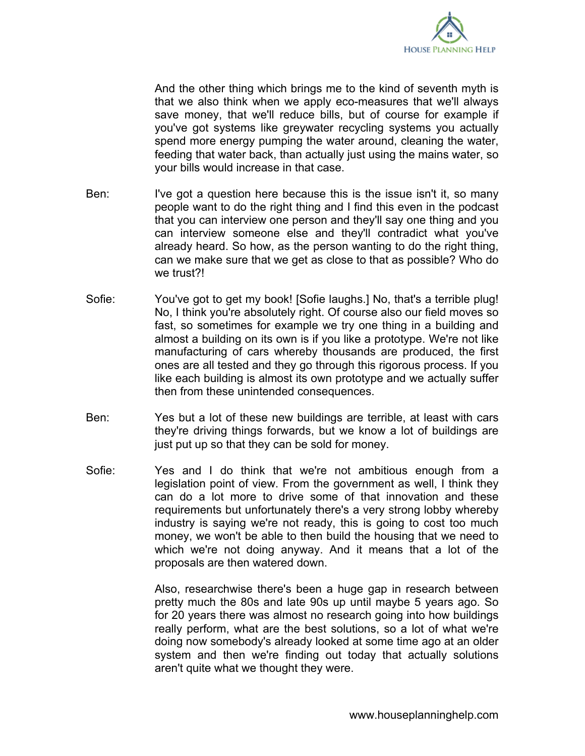And the other thing which brings me to the kind of seventh myth is that we also think when we apply eco-measures that we'll always save money, that we'll reduce bills, but of course for example if you've got systems like greywater recycling systems you actually spend more energy pumping the water around, cleaning the water, feeding that water back, than actually just using the mains water, so your bills would increase in that case.

**Ben:** I've got a question here because this is the issue isn't it, so many people want to do the right thing and I find this even in the podcast that you can interview one person and they'll say one thing and you can interview someone else and they'll contradict what you've already heard. So how, as the person wanting to do the right thing, can we make sure that we get as close to that as possible? Who do we trust?!

**Sofie:** You've got to get my book! [Sofie laughs.] No, that's a terrible plug! No, I think you're absolutely right. Of course also our field moves so fast, so sometimes for example we try one thing in a building and almost a building on its own is if you like a prototype. We're not like manufacturing of cars whereby thousands are produced, the first ones are all tested and they go through this rigorous process. If you like each building is almost its own prototype and we actually suffer then from these unintended consequences.

**Ben:** Yes but a lot of these new buildings are terrible, at least with cars they're driving things forwards, but we know a lot of buildings are just put up so that they can be sold for money.

**Sofie:** Yes and I do think that we're not ambitious enough from a legislation point of view. From the government as well, I think they can do a lot more to drive some of that innovation and these requirements but unfortunately there's a very strong lobby whereby industry is saying we're not ready, this is going to cost too much money, we won't be able to then build the housing that we need to which we're not doing anyway. And it means that a lot of the proposals are then watered down.

Also, researchwise there's been a huge gap in research between pretty much the 80s and late 90s up until maybe 5 years ago. So for 20 years there was almost no research going into how buildings really perform, what are the best solutions, so a lot of what we're doing now somebody's already looked at some time ago at an older system and then we're finding out today that actually solutions aren't quite what we thought they were.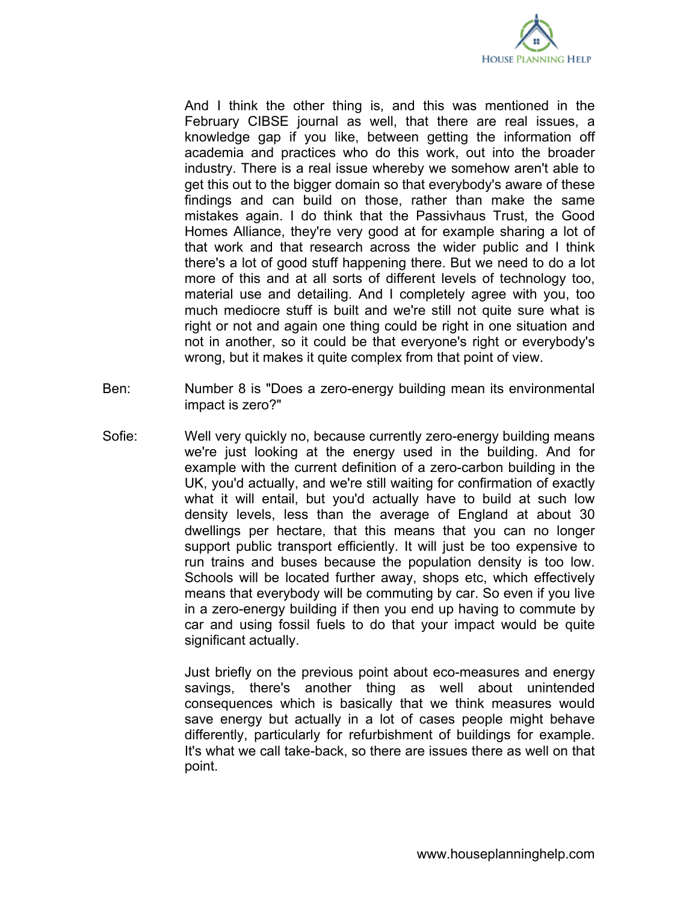And I think the other thing is, and this was mentioned in the February CIBSE journal as well, that there are real issues, a knowledge gap if you like, between getting the information off academia and practices who do this work, out into the broader industry. There is a real issue whereby we somehow aren't able to get this out to the bigger domain so that everybody's aware of these findings and can build on those, rather than make the same mistakes again. I do think that the Passivhaus Trust, the Good Homes Alliance, they're very good at for example sharing a lot of that work and that research across the wider public and I think there's a lot of good stuff happening there. But we need to do a lot more of this and at all sorts of different levels of technology too, material use and detailing. And I completely agree with you, too much mediocre stuff is built and we're still not quite sure what is right or not and again one thing could be right in one situation and not in another, so it could be that everyone's right or everybody's wrong, but it makes it quite complex from that point of view.

Ben: Number 8 is "Does a zero-energy building mean its environmental impact is zero?"

Sofie: Well very quickly no, because currently zero-energy building means we're just looking at the energy used in the building. And for example with the current definition of a zero-carbon building in the UK, you'd actually, and we're still waiting for confirmation of exactly what it will entail, but you'd actually have to build at such low density levels, less than the average of England at about 30 dwellings per hectare, that this means that you can no longer support public transport efficiently. It will just be too expensive to run trains and buses because the population density is too low. Schools will be located further away, shops etc, which effectively means that everybody will be commuting by car. So even if you live in a zero-energy building if then you end up having to commute by car and using fossil fuels to do that your impact would be quite significant actually.

Just briefly on the previous point about eco-measures and energy savings, there's another thing as well about unintended consequences which is basically that we think measures would save energy but actually in a lot of cases people might behave differently, particularly for refurbishment of buildings for example. It's what we call take-back, so there are issues there as well on that point.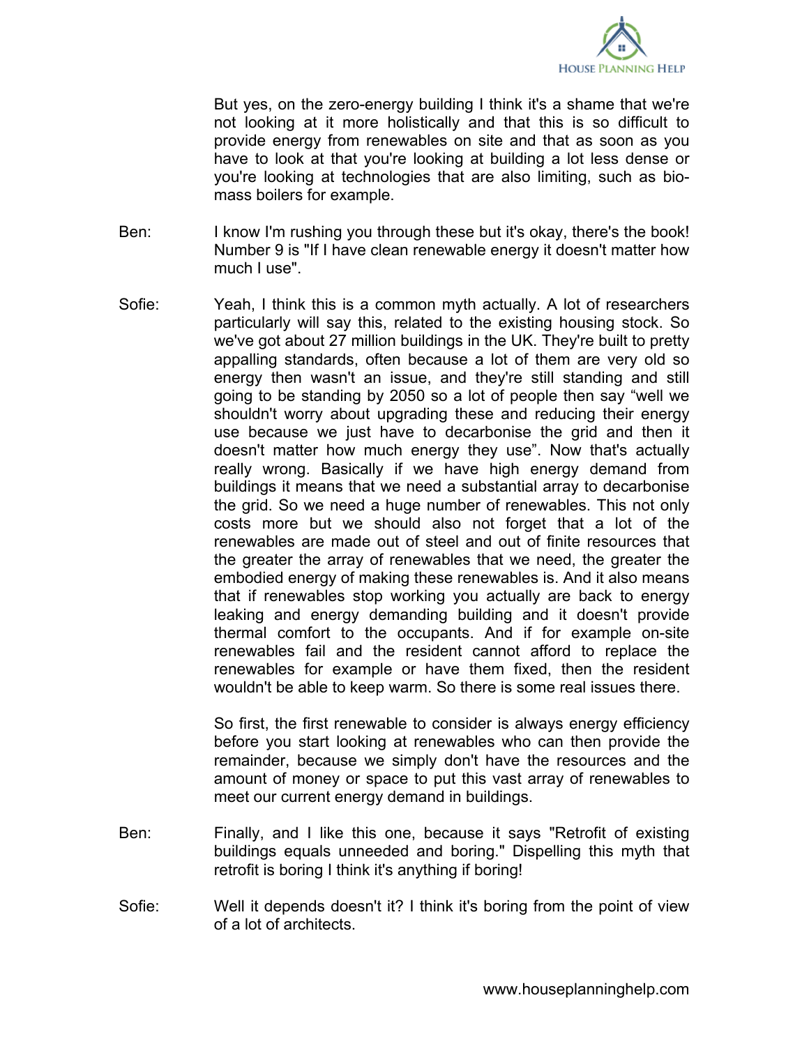But yes, on the zero-energy building I think it's a shame that we're not looking at it more holistically and that this is so difficult to provide energy from renewables on site and that as soon as you have to look at that you're looking at building a lot less dense or you're looking at technologies that are also limiting, such as bio-mass boilers for example.

Ben: I know I'm rushing you through these but it's okay, there's the book! Number 9 is "If I have clean renewable energy it doesn't matter how much I use".

Sofie: Yeah, I think this is a common myth actually. A lot of researchers particularly will say this, related to the existing housing stock. So we've got about 27 million buildings in the UK. They're built to pretty appalling standards, often because a lot of them are very old so energy then wasn't an issue, and they're still standing and still going to be standing by 2050 so a lot of people then say "well we shouldn't worry about upgrading these and reducing their energy use because we just have to decarbonise the grid and then it doesn't matter how much energy they use". Now that's actually really wrong. Basically if we have high energy demand from buildings it means that we need a substantial array to decarbonise the grid. So we need a huge number of renewables. This not only costs more but we should also not forget that a lot of the renewables are made out of steel and out of finite resources that the greater the array of renewables that we need, the greater the embodied energy of making these renewables is. And it also means that if renewables stop working you actually are back to energy leaking and energy demanding building and it doesn't provide thermal comfort to the occupants. And if for example on-site renewables fail and the resident cannot afford to replace the renewables for example or have them fixed, then the resident wouldn't be able to keep warm. So there is some real issues there.

So first, the first renewable to consider is always energy efficiency before you start looking at renewables who can then provide the remainder, because we simply don't have the resources and the amount of money or space to put this vast array of renewables to meet our current energy demand in buildings.

Ben: Finally, and I like this one, because it says "Retrofit of existing buildings equals unneeded and boring." Dispelling this myth that retrofit is boring I think it's anything if boring!

Sofie: Well it depends doesn't it? I think it's boring from the point of view of a lot of architects.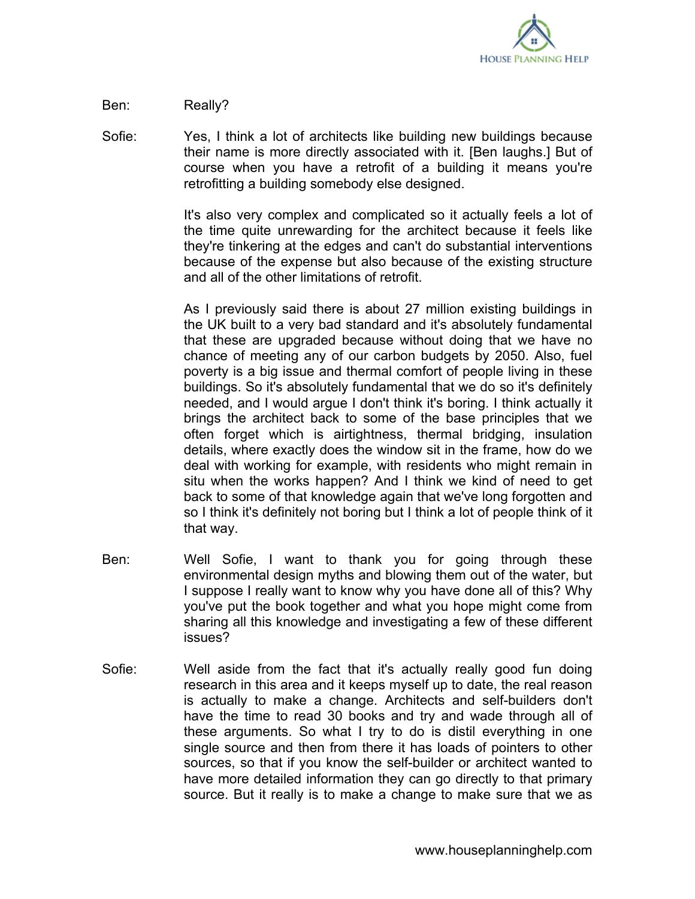Ben: Really?

Sofie: Yes, I think a lot of architects like building new buildings because their name is more directly associated with it. [Ben laughs.] But of course when you have a retrofit of a building it means you're retrofitting a building somebody else designed.

It's also very complex and complicated so it actually feels a lot of the time quite unrewarding for the architect because it feels like they're tinkering at the edges and can't do substantial interventions because of the expense but also because of the existing structure and all of the other limitations of retrofit.

As I previously said there is about 27 million existing buildings in the UK built to a very bad standard and it's absolutely fundamental that these are upgraded because without doing that we have no chance of meeting any of our carbon budgets by 2050. Also, fuel poverty is a big issue and thermal comfort of people living in these buildings. So it's absolutely fundamental that we do so it's definitely needed, and I would argue I don't think it's boring. I think actually it brings the architect back to some of the base principles that we often forget which is airtightness, thermal bridging, insulation details, where exactly does the window sit in the frame, how do we deal with working for example, with residents who might remain in situ when the works happen? And I think we kind of need to get back to some of that knowledge again that we've long forgotten and so I think it's definitely not boring but I think a lot of people think of it that way.

Ben: Well Sofie, I want to thank you for going through these environmental design myths and blowing them out of the water, but I suppose I really want to know why you have done all of this? Why you've put the book together and what you hope might come from sharing all this knowledge and investigating a few of these different issues?

Sofie: Well aside from the fact that it's actually really good fun doing research in this area and it keeps myself up to date, the real reason is actually to make a change. Architects and self-builders don't have the time to read 30 books and try and wade through all of these arguments. So what I try to do is distil everything in one single source and then from there it has loads of pointers to other sources, so that if you know the self-builder or architect wanted to have more detailed information they can go directly to that primary source. But it really is to make a change to make sure that we as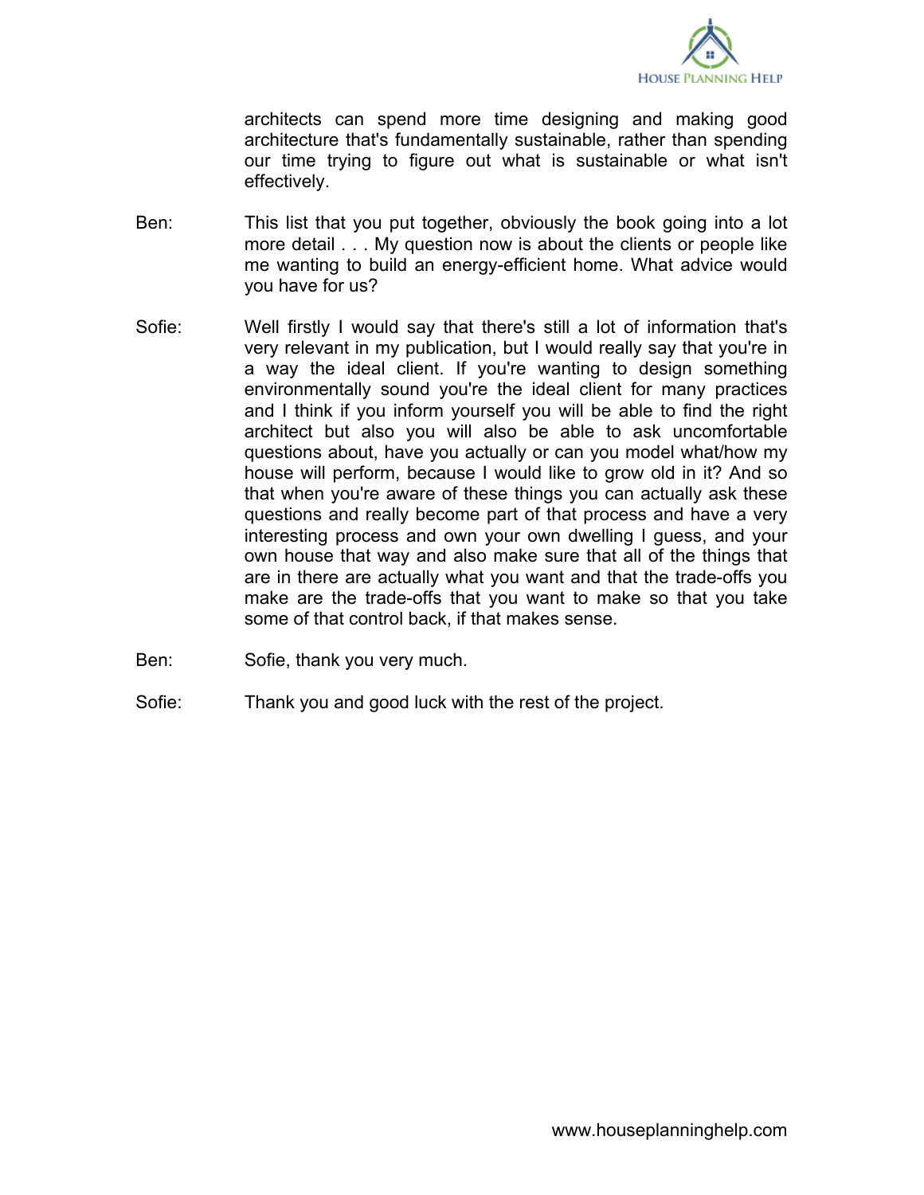architects can spend more time designing and making good architecture that's fundamentally sustainable, rather than spending our time trying to figure out what is sustainable or what isn't effectively.

Ben: This list that you put together, obviously the book going into a lot more detail . . . My question now is about the clients or people like me wanting to build an energy-efficient home. What advice would you have for us?

Sofie: Well firstly I would say that there's still a lot of information that's very relevant in my publication, but I would really say that you're in a way the ideal client. If you're wanting to design something environmentally sound you're the ideal client for many practices and I think if you inform yourself you will be able to find the right architect but also you will also be able to ask uncomfortable questions about, have you actually or can you model what/how my house will perform, because I would like to grow old in it? And so that when you're aware of these things you can actually ask these questions and really become part of that process and have a very interesting process and own your own dwelling I guess, and your own house that way and also make sure that all of the things that are in there are actually what you want and that the trade-offs you make are the trade-offs that you want to make so that you take some of that control back, if that makes sense.

Ben: Sofie, thank you very much.

Sofie: Thank you and good luck with the rest of the project.